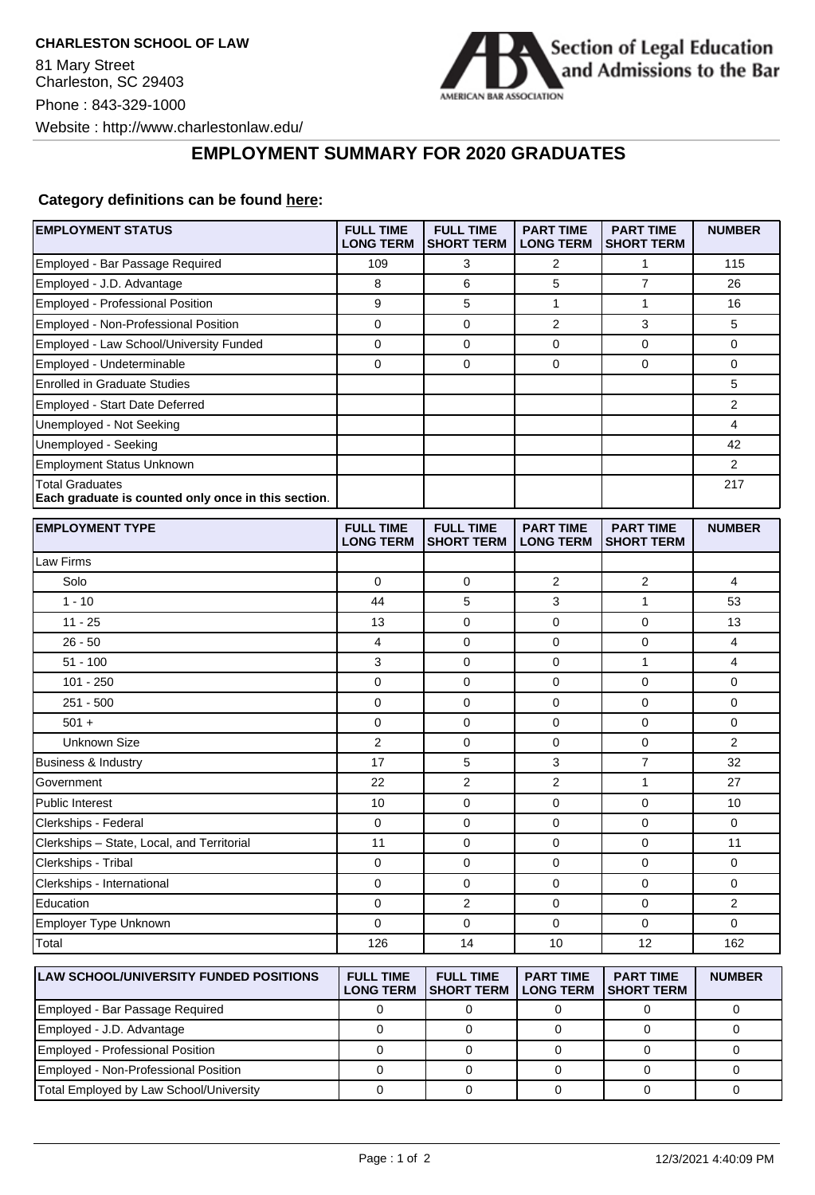**CHARLESTON SCHOOL OF LAW**

81 Mary Street
Charleston, SC 29403

Phone : 843-329-1000

Website : http://www.charlestonlaw.edu/

Section of Legal Education and Admissions to the Bar

AMERICAN BAR ASSOCIATION

# EMPLOYMENT SUMMARY FOR 2020 GRADUATES

**Category definitions can be found here:**

| EMPLOYMENT STATUS | FULL TIME LONG TERM | FULL TIME SHORT TERM | PART TIME LONG TERM | PART TIME SHORT TERM | NUMBER |
|---|---|---|---|---|---|
| Employed - Bar Passage Required | 109 | 3 | 2 | 1 | 115 |
| Employed - J.D. Advantage | 8 | 6 | 5 | 7 | 26 |
| Employed - Professional Position | 9 | 5 | 1 | 1 | 16 |
| Employed - Non-Professional Position | 0 | 0 | 2 | 3 | 5 |
| Employed - Law School/University Funded | 0 | 0 | 0 | 0 | 0 |
| Employed - Undeterminable | 0 | 0 | 0 | 0 | 0 |
| Enrolled in Graduate Studies | | | | | 5 |
| Employed - Start Date Deferred | | | | | 2 |
| Unemployed - Not Seeking | | | | | 4 |
| Unemployed - Seeking | | | | | 42 |
| Employment Status Unknown | | | | | 2 |
| Total Graduates **Each graduate is counted only once in this section.** | | | | | 217 |

| EMPLOYMENT TYPE | FULL TIME LONG TERM | FULL TIME SHORT TERM | PART TIME LONG TERM | PART TIME SHORT TERM | NUMBER |
|---|---|---|---|---|---|
| Law Firms | | | | | |
| Solo | 0 | 0 | 2 | 2 | 4 |
| 1 - 10 | 44 | 5 | 3 | 1 | 53 |
| 11 - 25 | 13 | 0 | 0 | 0 | 13 |
| 26 - 50 | 4 | 0 | 0 | 0 | 4 |
| 51 - 100 | 3 | 0 | 0 | 1 | 4 |
| 101 - 250 | 0 | 0 | 0 | 0 | 0 |
| 251 - 500 | 0 | 0 | 0 | 0 | 0 |
| 501 + | 0 | 0 | 0 | 0 | 0 |
| Unknown Size | 2 | 0 | 0 | 0 | 2 |
| Business & Industry | 17 | 5 | 3 | 7 | 32 |
| Government | 22 | 2 | 2 | 1 | 27 |
| Public Interest | 10 | 0 | 0 | 0 | 10 |
| Clerkships - Federal | 0 | 0 | 0 | 0 | 0 |
| Clerkships – State, Local, and Territorial | 11 | 0 | 0 | 0 | 11 |
| Clerkships - Tribal | 0 | 0 | 0 | 0 | 0 |
| Clerkships - International | 0 | 0 | 0 | 0 | 0 |
| Education | 0 | 2 | 0 | 0 | 2 |
| Employer Type Unknown | 0 | 0 | 0 | 0 | 0 |
| Total | 126 | 14 | 10 | 12 | 162 |

| LAW SCHOOL/UNIVERSITY FUNDED POSITIONS | FULL TIME LONG TERM | FULL TIME SHORT TERM | PART TIME LONG TERM | PART TIME SHORT TERM | NUMBER |
|---|---|---|---|---|---|
| Employed - Bar Passage Required | 0 | 0 | 0 | 0 | 0 |
| Employed - J.D. Advantage | 0 | 0 | 0 | 0 | 0 |
| Employed - Professional Position | 0 | 0 | 0 | 0 | 0 |
| Employed - Non-Professional Position | 0 | 0 | 0 | 0 | 0 |
| Total Employed by Law School/University | 0 | 0 | 0 | 0 | 0 |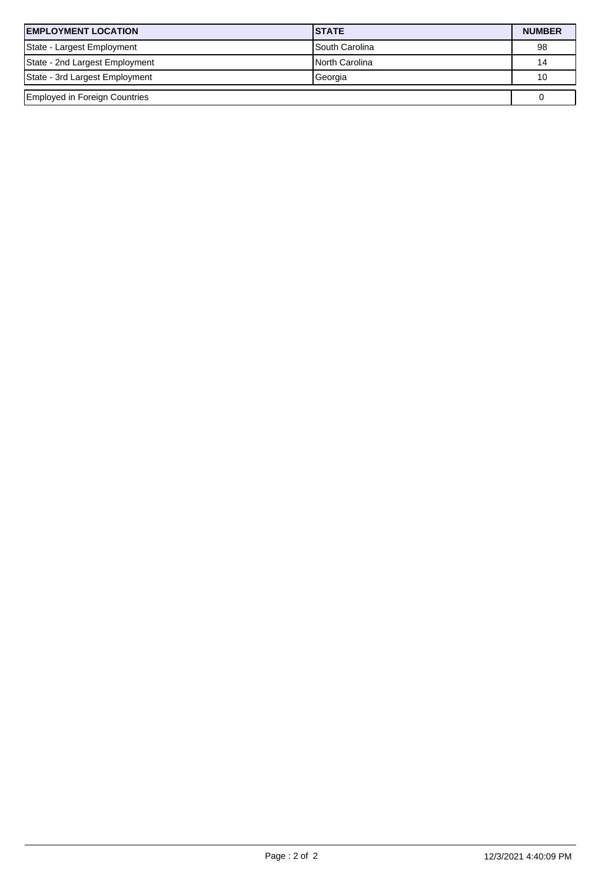| EMPLOYMENT LOCATION | STATE | NUMBER |
|---|---|---|
| State - Largest Employment | South Carolina | 98 |
| State - 2nd Largest Employment | North Carolina | 14 |
| State - 3rd Largest Employment | Georgia | 10 |
| Employed in Foreign Countries | | 0 |